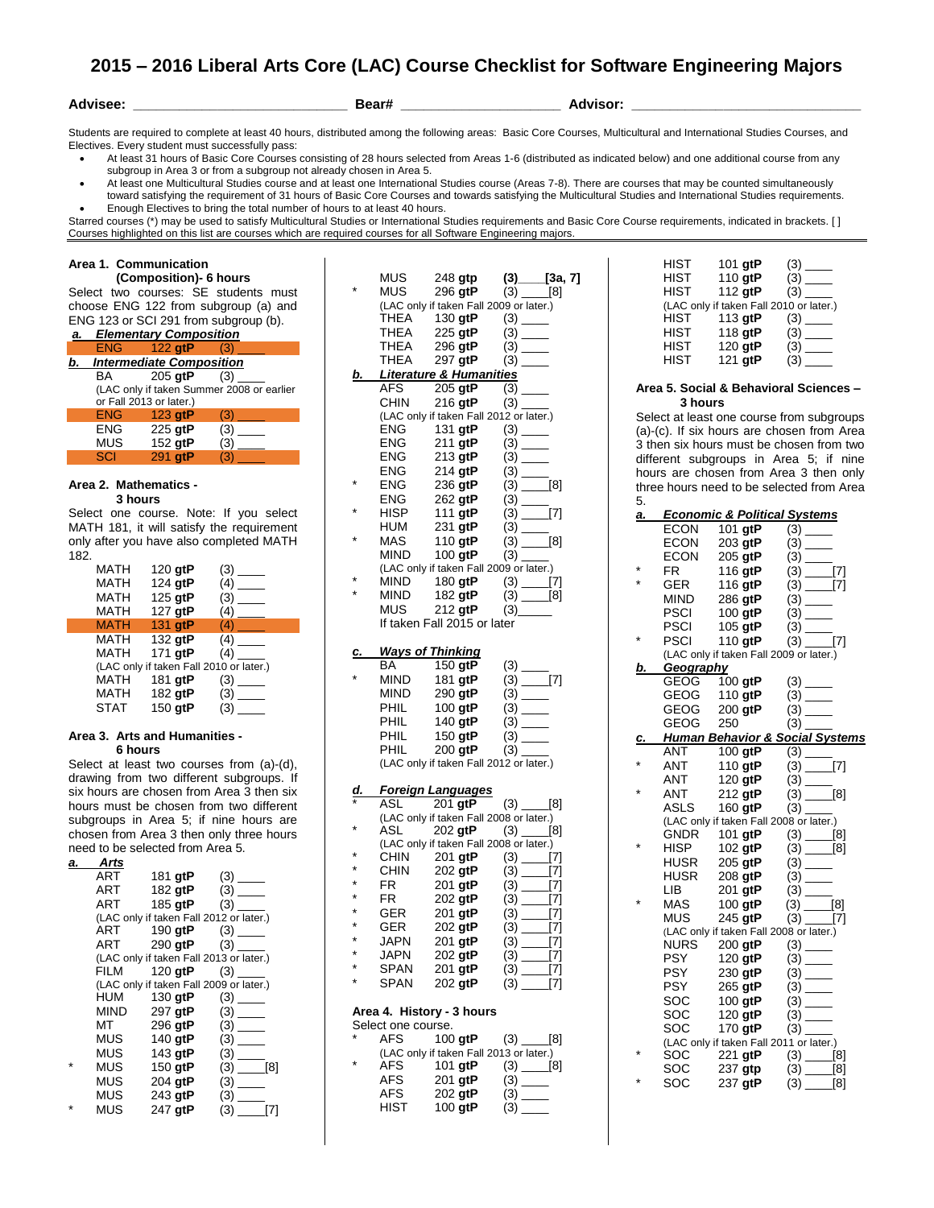# 2015 – 2016 Liberal Arts Core (LAC) Course Checklist for Software Engineering Majors

**Advisee:** ____________________________ **Bear#** _____________________ **Advisor:** ______________________________

Students are required to complete at least 40 hours, distributed among the following areas: Basic Core Courses, Multicultural and International Studies Courses, and Electives. Every student must successfully pass:

- At least 31 hours of Basic Core Courses consisting of 28 hours selected from Areas 1-6 (distributed as indicated below) and one additional course from any subgroup in Area 3 or from a subgroup not already chosen in Area 5.
- At least one Multicultural Studies course and at least one International Studies course (Areas 7-8). There are courses that may be counted simultaneously toward satisfying the requirement of 31 hours of Basic Core Courses and towards satisfying the Multicultural Studies and International Studies requirements.
- Enough Electives to bring the total number of hours to at least 40 hours.

Starred courses (*) may be used to satisfy Multicultural Studies or International Studies requirements and Basic Core Course requirements, indicated in brackets. [ ]
Courses highlighted on this list are courses which are required courses for all Software Engineering majors.

## Area 1. Communication (Composition)- 6 hours

Select two courses: SE students must choose ENG 122 from subgroup (a) and ENG 123 or SCI 291 from subgroup (b).

**a. *Elementary Composition***

| | Course | Number | Hours |
|---|---|---|---|
| | ENG | 122 **gtP** | (3) ____ |

**b. *Intermediate Composition***

| | Course | Number | Hours |
|---|---|---|---|
| | BA | 205 **gtP** | (3) ____ |
| | (LAC only if taken Summer 2008 or earlier or Fall 2013 or later.) | | |
| | ENG | 123 **gtP** | (3) ____ |
| | ENG | 225 **gtP** | (3) ____ |
| | MUS | 152 **gtP** | (3) ____ |
| | SCI | 291 **gtP** | (3) ____ |

## Area 2. Mathematics - 3 hours

Select one course. Note: If you select MATH 181, it will satisfy the requirement only after you have also completed MATH 182.

| | Course | Number | Hours |
|---|---|---|---|
| | MATH | 120 **gtP** | (3) ____ |
| | MATH | 124 **gtP** | (4) ____ |
| | MATH | 125 **gtP** | (3) ____ |
| | MATH | 127 **gtP** | (4) ____ |
| | MATH | 131 **gtP** | (4) ____ |
| | MATH | 132 **gtP** | (4) ____ |
| | MATH | 171 **gtP** | (4) ____ |
| | (LAC only if taken Fall 2010 or later.) | | |
| | MATH | 181 **gtP** | (3) ____ |
| | MATH | 182 **gtP** | (3) ____ |
| | STAT | 150 **gtP** | (3) ____ |

## Area 3. Arts and Humanities - 6 hours

Select at least two courses from (a)-(d), drawing from two different subgroups. If six hours are chosen from Area 3 then six hours must be chosen from two different subgroups in Area 5; if nine hours are chosen from Area 3 then only three hours need to be selected from Area 5.

**a. *Arts***

| | Course | Number | Hours |
|---|---|---|---|
| | ART | 181 **gtP** | (3) ____ |
| | ART | 182 **gtP** | (3) ____ |
| | ART | 185 **gtP** | (3) ____ |
| | (LAC only if taken Fall 2012 or later.) | | |
| | ART | 190 **gtP** | (3) ____ |
| | ART | 290 **gtP** | (3) ____ |
| | (LAC only if taken Fall 2013 or later.) | | |
| | FILM | 120 **gtP** | (3) ____ |
| | (LAC only if taken Fall 2009 or later.) | | |
| | HUM | 130 **gtP** | (3) ____ |
| | MIND | 297 **gtP** | (3) ____ |
| | MT | 296 **gtP** | (3) ____ |
| | MUS | 140 **gtP** | (3) ____ |
| | MUS | 143 **gtP** | (3) ____ |
| * | MUS | 150 **gtP** | (3) ____[8] |
| | MUS | 204 **gtP** | (3) ____ |
| | MUS | 243 **gtP** | (3) ____ |
| * | MUS | 247 **gtP** | (3) ____[7] |
| | MUS | 248 **gtp** | **(3)____[3a, 7]** |
| * | MUS | 296 **gtP** | (3) ____[8] |
| | (LAC only if taken Fall 2009 or later.) | | |
| | THEA | 130 **gtP** | (3) ____ |
| | THEA | 225 **gtP** | (3) ____ |
| | THEA | 296 **gtP** | (3) ____ |
| | THEA | 297 **gtP** | (3) ____ |

**b. *Literature & Humanities***

| | Course | Number | Hours |
|---|---|---|---|
| | AFS | 205 **gtP** | (3) ____ |
| | CHIN | 216 **gtP** | (3) ____ |
| | (LAC only if taken Fall 2012 or later.) | | |
| | ENG | 131 **gtP** | (3) ____ |
| | ENG | 211 **gtP** | (3) ____ |
| | ENG | 213 **gtP** | (3) ____ |
| | ENG | 214 **gtP** | (3) ____ |
| * | ENG | 236 **gtP** | (3) ____[8] |
| | ENG | 262 **gtP** | (3) ____ |
| * | HISP | 111 **gtP** | (3) ____[7] |
| | HUM | 231 **gtP** | (3) ____ |
| * | MAS | 110 **gtP** | (3) ____[8] |
| | MIND | 100 **gtP** | (3) ____ |
| | (LAC only if taken Fall 2009 or later.) | | |
| * | MIND | 180 **gtP** | (3) ____[7] |
| * | MIND | 182 **gtP** | (3) ____[8] |
| | MUS | 212 **gtP** | (3)____ |
| | If taken Fall 2015 or later | | |

**c. *Ways of Thinking***

| | Course | Number | Hours |
|---|---|---|---|
| | BA | 150 **gtP** | (3) ____ |
| * | MIND | 181 **gtP** | (3) ____[7] |
| | MIND | 290 **gtP** | (3) ____ |
| | PHIL | 100 **gtP** | (3) ____ |
| | PHIL | 140 **gtP** | (3) ____ |
| | PHIL | 150 **gtP** | (3) ____ |
| | PHIL | 200 **gtP** | (3) ____ |
| | (LAC only if taken Fall 2012 or later.) | | |

**d. *Foreign Languages***

| | Course | Number | Hours |
|---|---|---|---|
| * | ASL | 201 **gtP** | (3) ____[8] |
| | (LAC only if taken Fall 2008 or later.) | | |
| * | ASL | 202 **gtP** | (3) ____[8] |
| | (LAC only if taken Fall 2008 or later.) | | |
| * | CHIN | 201 **gtP** | (3) ____[7] |
| * | CHIN | 202 **gtP** | (3) ____[7] |
| * | FR | 201 **gtP** | (3) ____[7] |
| * | FR | 202 **gtP** | (3) ____[7] |
| * | GER | 201 **gtP** | (3) ____[7] |
| * | GER | 202 **gtP** | (3) ____[7] |
| * | JAPN | 201 **gtP** | (3) ____[7] |
| * | JAPN | 202 **gtP** | (3) ____[7] |
| * | SPAN | 201 **gtP** | (3) ____[7] |
| * | SPAN | 202 **gtP** | (3) ____[7] |

## Area 4. History - 3 hours

Select one course.

| | Course | Number | Hours |
|---|---|---|---|
| * | AFS | 100 **gtP** | (3) ____[8] |
| | (LAC only if taken Fall 2013 or later.) | | |
| * | AFS | 101 **gtP** | (3) ____[8] |
| | AFS | 201 **gtP** | (3) ____ |
| | AFS | 202 **gtP** | (3) ____ |
| | HIST | 100 **gtP** | (3) ____ |
| | HIST | 101 **gtP** | (3) ____ |
| | HIST | 110 **gtP** | (3) ____ |
| | HIST | 112 **gtP** | (3) ____ |
| | (LAC only if taken Fall 2010 or later.) | | |
| | HIST | 113 **gtP** | (3) ____ |
| | HIST | 118 **gtP** | (3) ____ |
| | HIST | 120 **gtP** | (3) ____ |
| | HIST | 121 **gtP** | (3) ____ |

## Area 5. Social & Behavioral Sciences – 3 hours

Select at least one course from subgroups (a)-(c). If six hours are chosen from Area 3 then six hours must be chosen from two different subgroups in Area 5; if nine hours are chosen from Area 3 then only three hours need to be selected from Area 5.

**a. *Economic & Political Systems***

| | Course | Number | Hours |
|---|---|---|---|
| | ECON | 101 **gtP** | (3) ____ |
| | ECON | 203 **gtP** | (3) ____ |
| | ECON | 205 **gtP** | (3) ____ |
| * | FR | 116 **gtP** | (3) ____[7] |
| * | GER | 116 **gtP** | (3) ____[7] |
| | MIND | 286 **gtP** | (3) ____ |
| | PSCI | 100 **gtP** | (3) ____ |
| | PSCI | 105 **gtP** | (3) ____ |
| * | PSCI | 110 **gtP** | (3) ____[7] |
| | (LAC only if taken Fall 2009 or later.) | | |

**b. *Geography***

| | Course | Number | Hours |
|---|---|---|---|
| | GEOG | 100 **gtP** | (3) ____ |
| | GEOG | 110 **gtP** | (3) ____ |
| | GEOG | 200 **gtP** | (3) ____ |
| | GEOG | 250 | (3) ____ |

**c. *Human Behavior & Social Systems***

| | Course | Number | Hours |
|---|---|---|---|
| | ANT | 100 **gtP** | (3) ____ |
| * | ANT | 110 **gtP** | (3) ____[7] |
| | ANT | 120 **gtP** | (3) ____ |
| * | ANT | 212 **gtP** | (3) ____[8] |
| | ASLS | 160 **gtP** | (3) ____ |
| | (LAC only if taken Fall 2008 or later.) | | |
| | GNDR | 101 **gtP** | (3) ____[8] |
| * | HISP | 102 **gtP** | (3) ____[8] |
| | HUSR | 205 **gtP** | (3) ____ |
| | HUSR | 208 **gtP** | (3) ____ |
| | LIB | 201 **gtP** | (3) ____ |
| * | MAS | 100 **gtP** | (3) ____[8] |
| | MUS | 245 **gtP** | (3) ____[7] |
| | (LAC only if taken Fall 2008 or later.) | | |
| | NURS | 200 **gtP** | (3) ____ |
| | PSY | 120 **gtP** | (3) ____ |
| | PSY | 230 **gtP** | (3) ____ |
| | PSY | 265 **gtP** | (3) ____ |
| | SOC | 100 **gtP** | (3) ____ |
| | SOC | 120 **gtP** | (3) ____ |
| | SOC | 170 **gtP** | (3) ____ |
| | (LAC only if taken Fall 2011 or later.) | | |
| * | SOC | 221 **gtP** | (3) ____[8] |
| | SOC | 237 **gtp** | (3) ____[8] |
| * | SOC | 237 **gtP** | (3) ____[8] |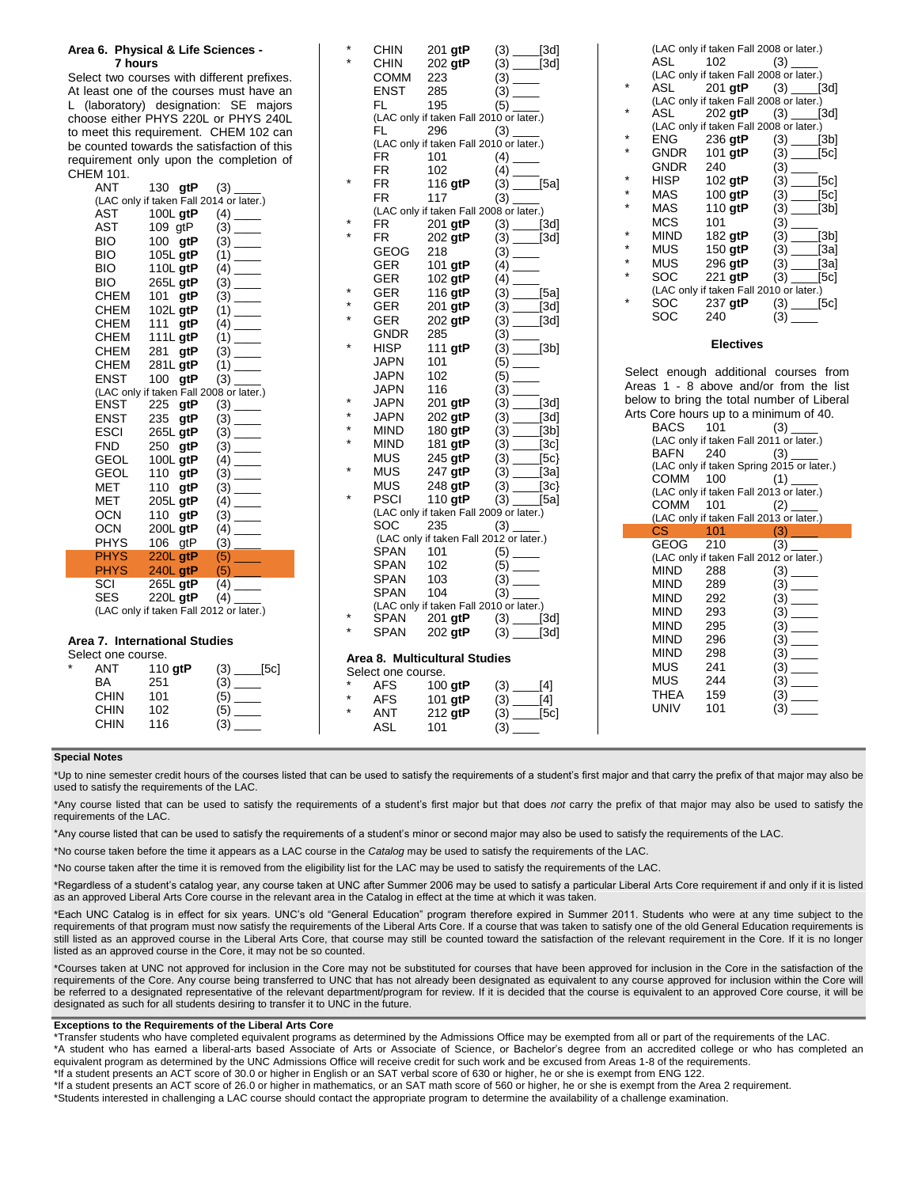### Area 6. Physical & Life Sciences - 7 hours

Select two courses with different prefixes. At least one of the courses must have an L (laboratory) designation: SE majors choose either PHYS 220L or PHYS 240L to meet this requirement. CHEM 102 can be counted towards the satisfaction of this requirement only upon the completion of CHEM 101.

| | | | | |
|---|---|---|---|---|
| | ANT | 130 **gtP** | (3) ____ | |
| | (LAC only if taken Fall 2014 or later.) | | | |
| | AST | 100L **gtP** | (4) ____ | |
| | AST | 109 gtP | (3) ____ | |
| | BIO | 100 **gtP** | (3) ____ | |
| | BIO | 105L **gtP** | (1) ____ | |
| | BIO | 110L **gtP** | (4) ____ | |
| | BIO | 265L **gtP** | (3) ____ | |
| | CHEM | 101 **gtP** | (3) ____ | |
| | CHEM | 102L **gtP** | (1) ____ | |
| | CHEM | 111 **gtP** | (4) ____ | |
| | CHEM | 111L **gtP** | (1) ____ | |
| | CHEM | 281 **gtP** | (3) ____ | |
| | CHEM | 281L **gtP** | (1) ____ | |
| | ENST | 100 **gtP** | (3) ____ | |
| | (LAC only if taken Fall 2008 or later.) | | | |
| | ENST | 225 **gtP** | (3) ____ | |
| | ENST | 235 **gtP** | (3) ____ | |
| | ESCI | 265L **gtP** | (3) ____ | |
| | FND | 250 **gtP** | (3) ____ | |
| | GEOL | 100L **gtP** | (4) ____ | |
| | GEOL | 110 **gtP** | (3) ____ | |
| | MET | 110 **gtP** | (3) ____ | |
| | MET | 205L **gtP** | (4) ____ | |
| | OCN | 110 **gtP** | (3) ____ | |
| | OCN | 200L **gtP** | (4) ____ | |
| | PHYS | 106 gtP | (3) ____ | |
| | PHYS | 220L **gtP** | (5) ____ | |
| | PHYS | 240L **gtP** | (5) ____ | |
| | SCI | 265L **gtP** | (4) ____ | |
| | SES | 220L **gtP** | (4) ____ | |
| | (LAC only if taken Fall 2012 or later.) | | | |

### Area 7. International Studies

Select one course.

| | | | | |
|---|---|---|---|---|
| * | ANT | 110 **gtP** | (3) ____ | [5c] |
| | BA | 251 | (3) ____ | |
| | CHIN | 101 | (5) ____ | |
| | CHIN | 102 | (5) ____ | |
| | CHIN | 116 | (3) ____ | |
| * | CHIN | 201 **gtP** | (3) ____ | [3d] |
| * | CHIN | 202 **gtP** | (3) ____ | [3d] |
| | COMM | 223 | (3) ____ | |
| | ENST | 285 | (3) ____ | |
| | FL | 195 | (5) ____ | |
| | (LAC only if taken Fall 2010 or later.) | | | |
| | FL | 296 | (3) ____ | |
| | (LAC only if taken Fall 2010 or later.) | | | |
| | FR | 101 | (4) ____ | |
| | FR | 102 | (4) ____ | |
| * | FR | 116 **gtP** | (3) ____ | [5a] |
| | FR | 117 | (3) ____ | |
| | (LAC only if taken Fall 2008 or later.) | | | |
| * | FR | 201 **gtP** | (3) ____ | [3d] |
| * | FR | 202 **gtP** | (3) ____ | [3d] |
| | GEOG | 218 | (3) ____ | |
| | GER | 101 **gtP** | (4) ____ | |
| | GER | 102 **gtP** | (4) ____ | |
| * | GER | 116 **gtP** | (3) ____ | [5a] |
| * | GER | 201 **gtP** | (3) ____ | [3d] |
| * | GER | 202 **gtP** | (3) ____ | [3d] |
| | GNDR | 285 | (3) ____ | |
| * | HISP | 111 **gtP** | (3) ____ | [3b] |
| | JAPN | 101 | (5) ____ | |
| | JAPN | 102 | (5) ____ | |
| | JAPN | 116 | (3) ____ | |
| * | JAPN | 201 **gtP** | (3) ____ | [3d] |
| * | JAPN | 202 **gtP** | (3) ____ | [3d] |
| * | MIND | 180 **gtP** | (3) ____ | [3b] |
| * | MIND | 181 **gtP** | (3) ____ | [3c] |
| | MUS | 245 **gtP** | (3) ____ | [5c} |
| * | MUS | 247 **gtP** | (3) ____ | [3a] |
| | MUS | 248 **gtP** | (3) ____ | [3c} |
| * | PSCI | 110 **gtP** | (3) ____ | [5a] |
| | (LAC only if taken Fall 2009 or later.) | | | |
| | SOC | 235 | (3) ____ | |
| | (LAC only if taken Fall 2012 or later.) | | | |
| | SPAN | 101 | (5) ____ | |
| | SPAN | 102 | (5) ____ | |
| | SPAN | 103 | (3) ____ | |
| | SPAN | 104 | (3) ____ | |
| | (LAC only if taken Fall 2010 or later.) | | | |
| * | SPAN | 201 **gtP** | (3) ____ | [3d] |
| * | SPAN | 202 **gtP** | (3) ____ | [3d] |

### Area 8. Multicultural Studies

Select one course.

| | | | | |
|---|---|---|---|---|
| * | AFS | 100 **gtP** | (3) ____ | [4] |
| * | AFS | 101 **gtP** | (3) ____ | [4] |
| * | ANT | 212 **gtP** | (3) ____ | [5c] |
| | ASL | 101 | (3) ____ | |
| | (LAC only if taken Fall 2008 or later.) | | | |
| | ASL | 102 | (3) ____ | |
| | (LAC only if taken Fall 2008 or later.) | | | |
| * | ASL | 201 **gtP** | (3) ____ | [3d] |
| | (LAC only if taken Fall 2008 or later.) | | | |
| * | ASL | 202 **gtP** | (3) ____ | [3d] |
| | (LAC only if taken Fall 2008 or later.) | | | |
| * | ENG | 236 **gtP** | (3) ____ | [3b] |
| * | GNDR | 101 **gtP** | (3) ____ | [5c] |
| | GNDR | 240 | (3) ____ | |
| * | HISP | 102 **gtP** | (3) ____ | [5c] |
| * | MAS | 100 **gtP** | (3) ____ | [5c] |
| * | MAS | 110 **gtP** | (3) ____ | [3b] |
| | MCS | 101 | (3) ____ | |
| * | MIND | 182 **gtP** | (3) ____ | [3b] |
| * | MUS | 150 **gtP** | (3) ____ | [3a] |
| * | MUS | 296 **gtP** | (3) ____ | [3a] |
| * | SOC | 221 **gtP** | (3) ____ | [5c] |
| | (LAC only if taken Fall 2010 or later.) | | | |
| * | SOC | 237 **gtP** | (3) ____ | [5c] |
| | SOC | 240 | (3) ____ | |

### Electives

Select enough additional courses from Areas 1 - 8 above and/or from the list below to bring the total number of Liberal Arts Core hours up to a minimum of 40.

| | | |
|---|---|---|
| BACS | 101 | (3) ____ |
| (LAC only if taken Fall 2011 or later.) | | |
| BAFN | 240 | (3) ____ |
| (LAC only if taken Spring 2015 or later.) | | |
| COMM | 100 | (1) ____ |
| (LAC only if taken Fall 2013 or later.) | | |
| COMM | 101 | (2) ____ |
| (LAC only if taken Fall 2013 or later.) | | |
| CS | 101 | (3) ____ |
| GEOG | 210 | (3) ____ |
| (LAC only if taken Fall 2012 or later.) | | |
| MIND | 288 | (3) ____ |
| MIND | 289 | (3) ____ |
| MIND | 292 | (3) ____ |
| MIND | 293 | (3) ____ |
| MIND | 295 | (3) ____ |
| MIND | 296 | (3) ____ |
| MIND | 298 | (3) ____ |
| MUS | 241 | (3) ____ |
| MUS | 244 | (3) ____ |
| THEA | 159 | (3) ____ |
| UNIV | 101 | (3) ____ |

### Special Notes

*Up to nine semester credit hours of the courses listed that can be used to satisfy the requirements of a student's first major and that carry the prefix of that major may also be used to satisfy the requirements of the LAC.

*Any course listed that can be used to satisfy the requirements of a student's first major but that does *not* carry the prefix of that major may also be used to satisfy the requirements of the LAC.

*Any course listed that can be used to satisfy the requirements of a student's minor or second major may also be used to satisfy the requirements of the LAC.

*No course taken before the time it appears as a LAC course in the *Catalog* may be used to satisfy the requirements of the LAC.

*No course taken after the time it is removed from the eligibility list for the LAC may be used to satisfy the requirements of the LAC.

*Regardless of a student's catalog year, any course taken at UNC after Summer 2006 may be used to satisfy a particular Liberal Arts Core requirement if and only if it is listed as an approved Liberal Arts Core course in the relevant area in the Catalog in effect at the time at which it was taken.

*Each UNC Catalog is in effect for six years. UNC's old "General Education" program therefore expired in Summer 2011. Students who were at any time subject to the requirements of that program must now satisfy the requirements of the Liberal Arts Core. If a course that was taken to satisfy one of the old General Education requirements is still listed as an approved course in the Liberal Arts Core, that course may still be counted toward the satisfaction of the relevant requirement in the Core. If it is no longer listed as an approved course in the Core, it may not be so counted.

*Courses taken at UNC not approved for inclusion in the Core may not be substituted for courses that have been approved for inclusion in the Core in the satisfaction of the requirements of the Core. Any course being transferred to UNC that has not already been designated as equivalent to any course approved for inclusion within the Core will be referred to a designated representative of the relevant department/program for review. If it is decided that the course is equivalent to an approved Core course, it will be designated as such for all students desiring to transfer it to UNC in the future.

### Exceptions to the Requirements of the Liberal Arts Core

*Transfer students who have completed equivalent programs as determined by the Admissions Office may be exempted from all or part of the requirements of the LAC.
*A student who has earned a liberal-arts based Associate of Arts or Associate of Science, or Bachelor's degree from an accredited college or who has completed an equivalent program as determined by the UNC Admissions Office will receive credit for such work and be excused from Areas 1-8 of the requirements.
*If a student presents an ACT score of 30.0 or higher in English or an SAT verbal score of 630 or higher, he or she is exempt from ENG 122.
*If a student presents an ACT score of 26.0 or higher in mathematics, or an SAT math score of 560 or higher, he or she is exempt from the Area 2 requirement.
*Students interested in challenging a LAC course should contact the appropriate program to determine the availability of a challenge examination.